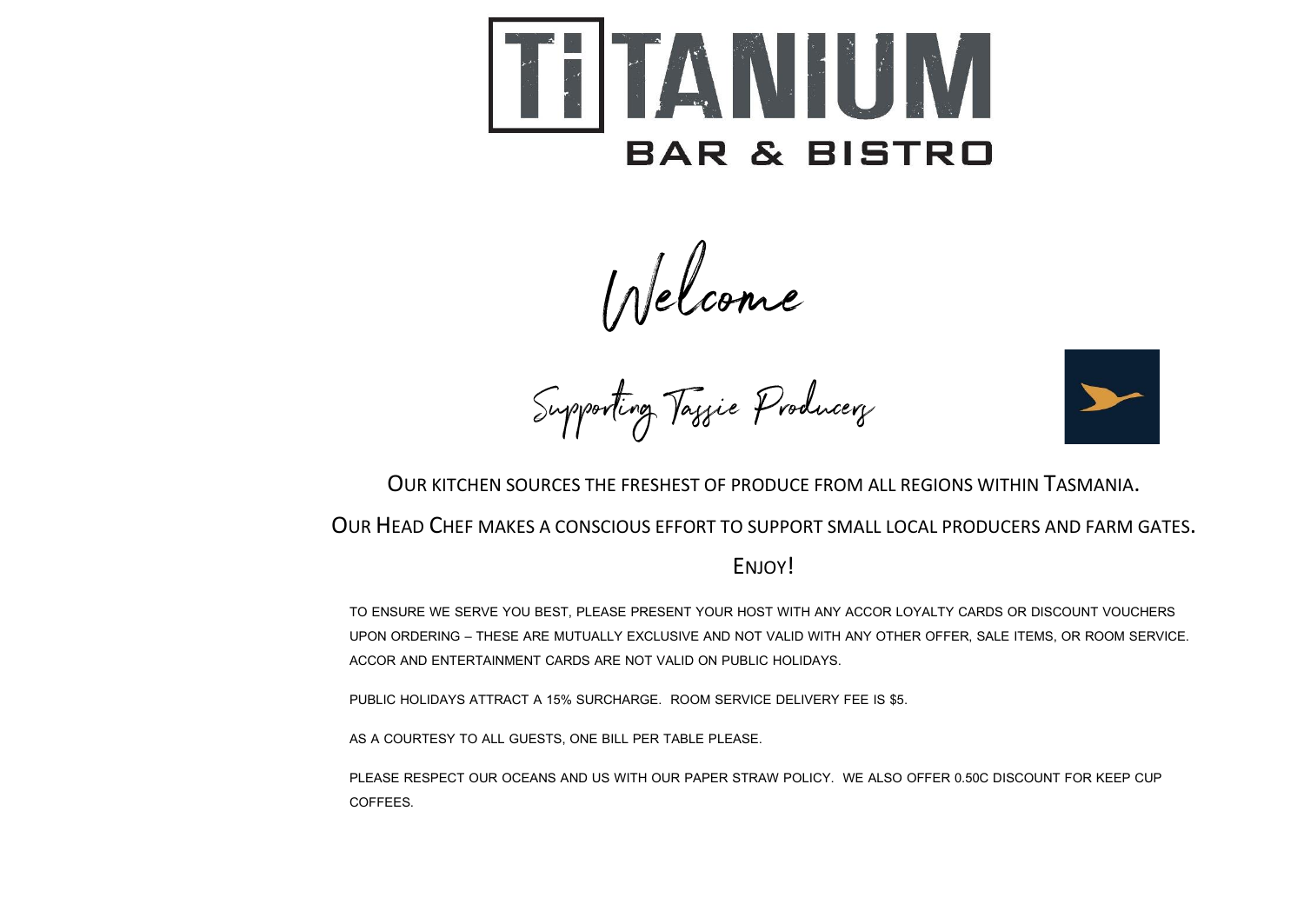# TITANIUM BAR & BISTRO

## Welcome

### Supporting Tassie Producers

OUR KITCHEN SOURCES THE FRESHEST OF PRODUCE FROM ALL REGIONS WITHIN TASMANIA.

OUR HEAD CHEF MAKES A CONSCIOUS EFFORT TO SUPPORT SMALL LOCAL PRODUCERS AND FARM GATES.

ENJOY!

TO ENSURE WE SERVE YOU BEST, PLEASE PRESENT YOUR HOST WITH ANY ACCOR LOYALTY CARDS OR DISCOUNT VOUCHERS UPON ORDERING – THESE ARE MUTUALLY EXCLUSIVE AND NOT VALID WITH ANY OTHER OFFER, SALE ITEMS, OR ROOM SERVICE. ACCOR AND ENTERTAINMENT CARDS ARE NOT VALID ON PUBLIC HOLIDAYS.

PUBLIC HOLIDAYS ATTRACT A 15% SURCHARGE. ROOM SERVICE DELIVERY FEE IS $5.

AS A COURTESY TO ALL GUESTS, ONE BILL PER TABLE PLEASE.

PLEASE RESPECT OUR OCEANS AND US WITH OUR PAPER STRAW POLICY. WE ALSO OFFER 0.50C DISCOUNT FOR KEEP CUP COFFEES.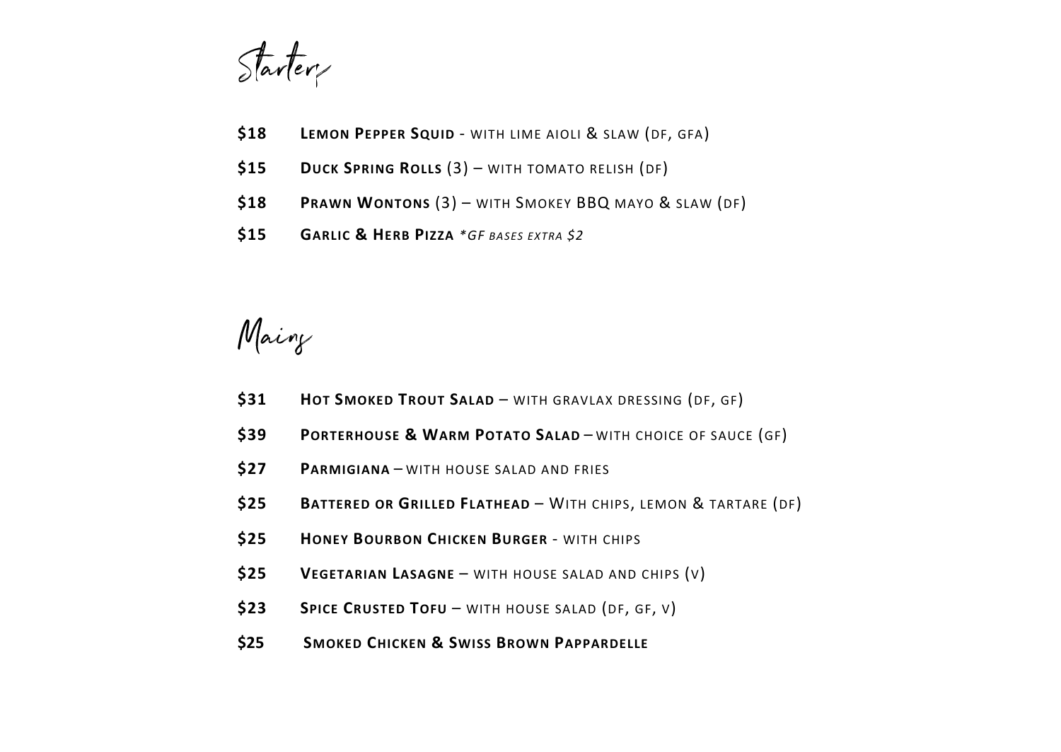# Starters

**$18** **Lemon Pepper Squid** - with lime aioli & slaw (DF, GFA)

**$15** **Duck Spring Rolls** (3) – with tomato relish (DF)

**$18** **Prawn Wontons** (3) – with Smokey BBQ mayo & slaw (DF)

**$15** **Garlic & Herb Pizza** *\*GF bases extra $2*

# Mains

**$31** **Hot Smoked Trout Salad** – with gravlax dressing (DF, GF)

**$39** **Porterhouse & Warm Potato Salad** – with choice of sauce (GF)

**$27** **Parmigiana** – with house salad and fries

**$25** **Battered or Grilled Flathead** – With chips, lemon & tartare (DF)

**$25** **Honey Bourbon Chicken Burger** - with chips

**$25** **Vegetarian Lasagne** – with house salad and chips (V)

**$23** **Spice Crusted Tofu** – with house salad (DF, GF, V)

**$25** **Smoked Chicken & Swiss Brown Pappardelle**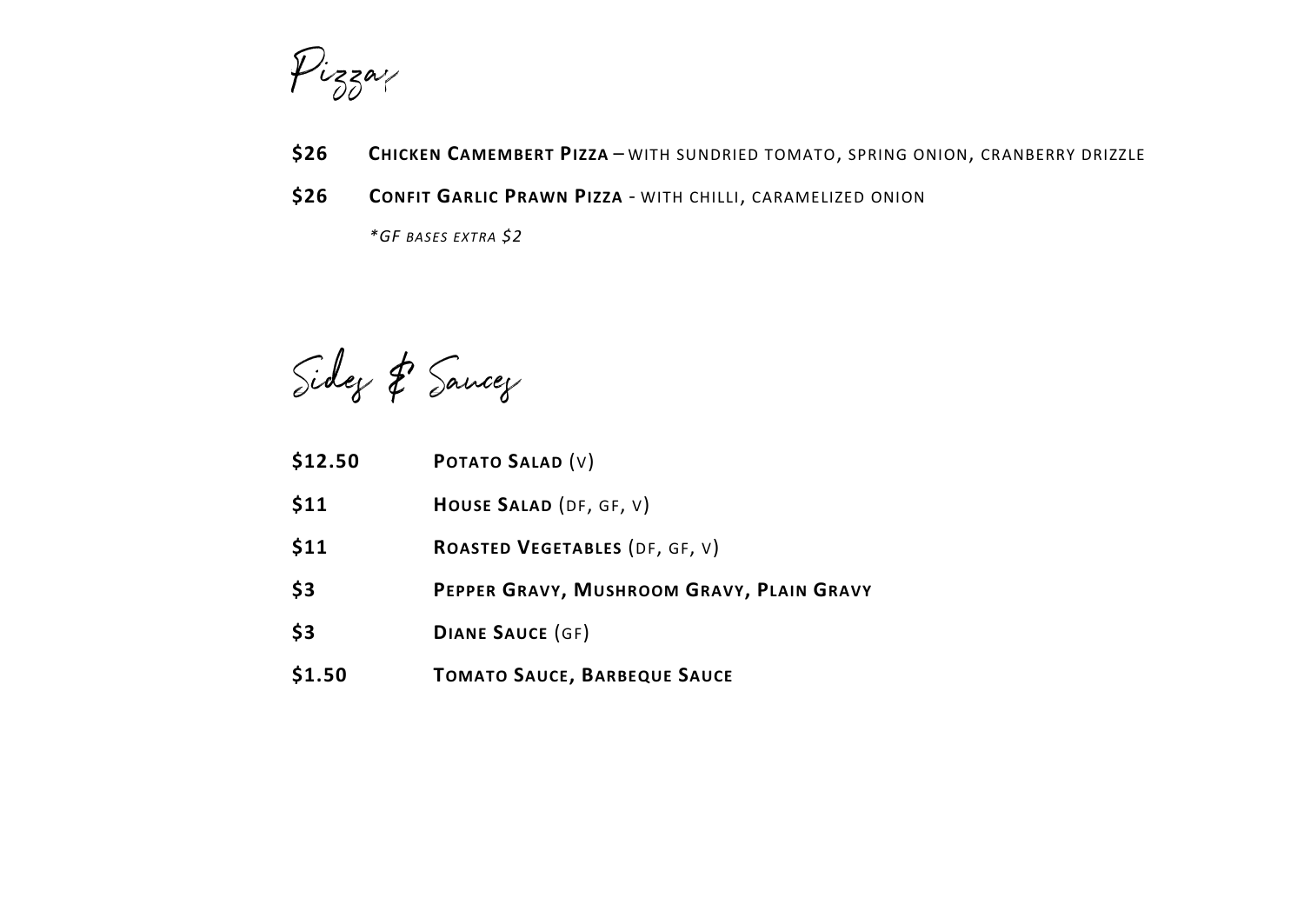# Pizzas

**$26** **Chicken Camembert Pizza** – WITH SUNDRIED TOMATO, SPRING ONION, CRANBERRY DRIZZLE

**$26** **Confit Garlic Prawn Pizza** - WITH CHILLI, CARAMELIZED ONION

*\*GF BASES EXTRA $2*

# Sides & Sauces

**$12.50** **Potato Salad** (V)

**$11** **House Salad** (DF, GF, V)

**$11** **Roasted Vegetables** (DF, GF, V)

**$3** **Pepper Gravy, Mushroom Gravy, Plain Gravy**

**$3** **Diane Sauce** (GF)

**$1.50** **Tomato Sauce, Barbeque Sauce**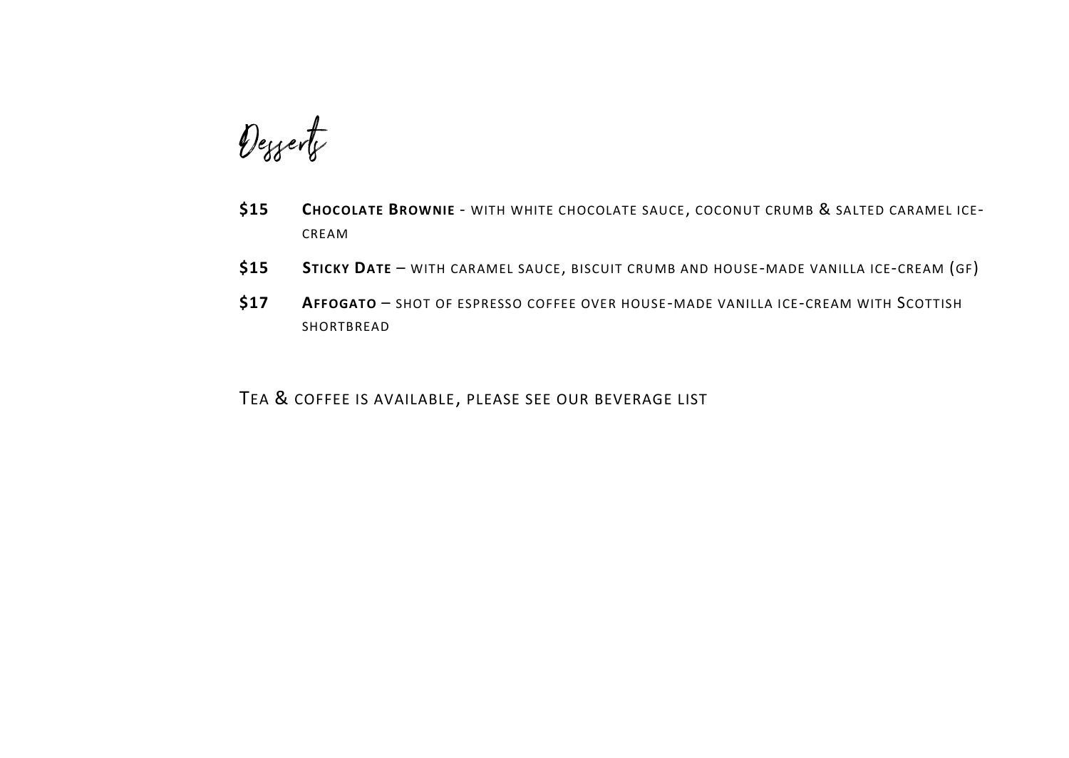# Desserts

**$15** **Chocolate Brownie** - with white chocolate sauce, coconut crumb & salted caramel ice-cream

**$15** **Sticky Date** – with caramel sauce, biscuit crumb and house-made vanilla ice-cream (GF)

**$17** **Affogato** – shot of espresso coffee over house-made vanilla ice-cream with Scottish shortbread

Tea & coffee is available, please see our beverage list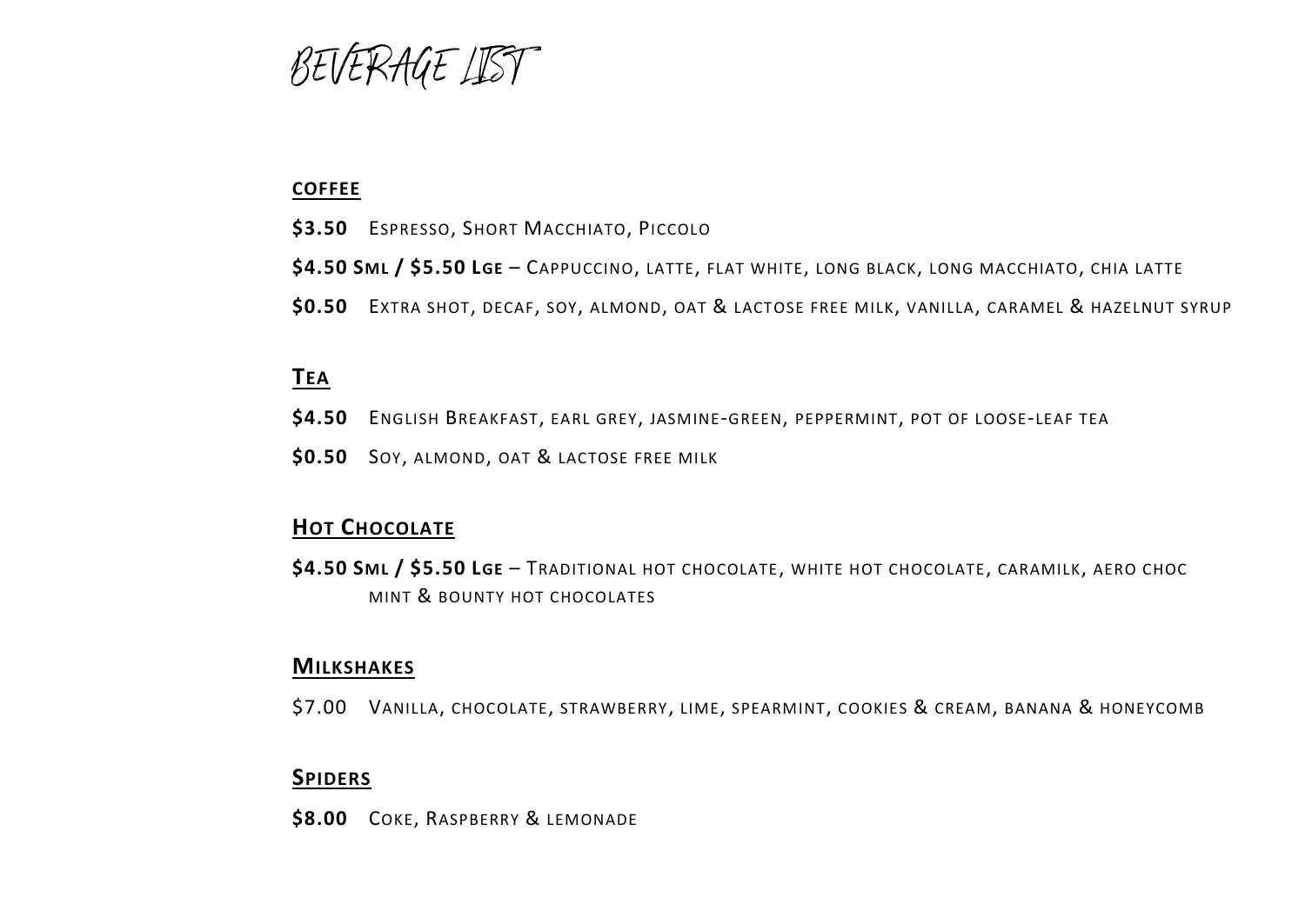# BEVERAGE LIST

## COFFEE

**$3.50** Espresso, Short Macchiato, Piccolo

**$4.50 Sml / $5.50 Lge** – Cappuccino, latte, flat white, long black, long macchiato, chia latte

**$0.50** Extra shot, decaf, soy, almond, oat & lactose free milk, vanilla, caramel & hazelnut syrup

## Tea

**$4.50** English Breakfast, earl grey, jasmine-green, peppermint, pot of loose-leaf tea

**$0.50** Soy, almond, oat & lactose free milk

## Hot Chocolate

**$4.50 Sml / $5.50 Lge** – Traditional hot chocolate, white hot chocolate, caramilk, aero choc mint & bounty hot chocolates

## Milkshakes

$7.00 Vanilla, chocolate, strawberry, lime, spearmint, cookies & cream, banana & honeycomb

## Spiders

**$8.00** Coke, Raspberry & lemonade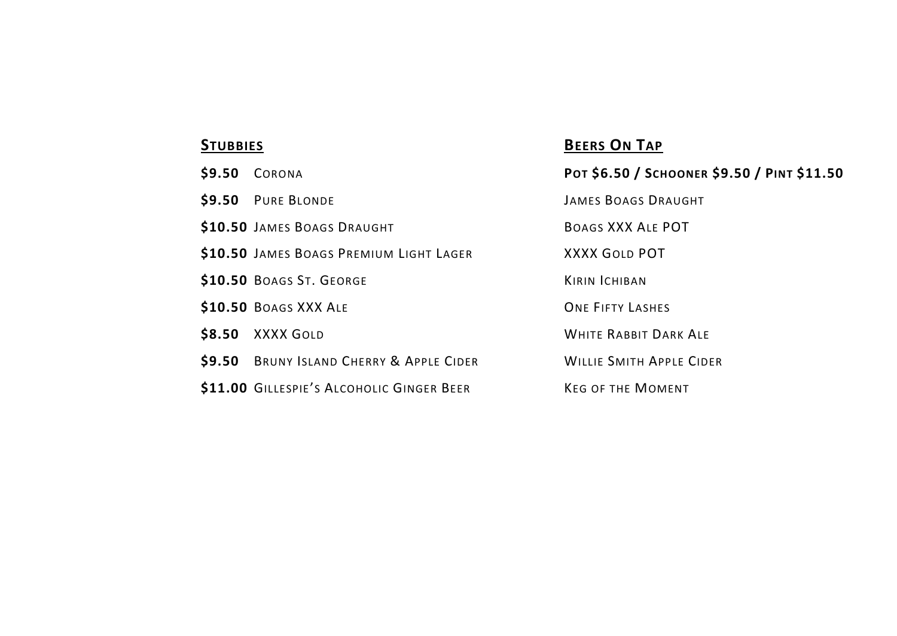## STUBBIES

**$9.50** CORONA

**$9.50** PURE BLONDE

**$10.50** JAMES BOAGS DRAUGHT

**$10.50** JAMES BOAGS PREMIUM LIGHT LAGER

**$10.50** BOAGS ST. GEORGE

**$10.50** BOAGS XXX ALE

**$8.50** XXXX GOLD

**$9.50** BRUNY ISLAND CHERRY & APPLE CIDER

**$11.00** GILLESPIE'S ALCOHOLIC GINGER BEER

## BEERS ON TAP

**POT $6.50 / SCHOONER $9.50 / PINT $11.50**

JAMES BOAGS DRAUGHT

BOAGS XXX ALE POT

XXXX GOLD POT

KIRIN ICHIBAN

ONE FIFTY LASHES

WHITE RABBIT DARK ALE

WILLIE SMITH APPLE CIDER

KEG OF THE MOMENT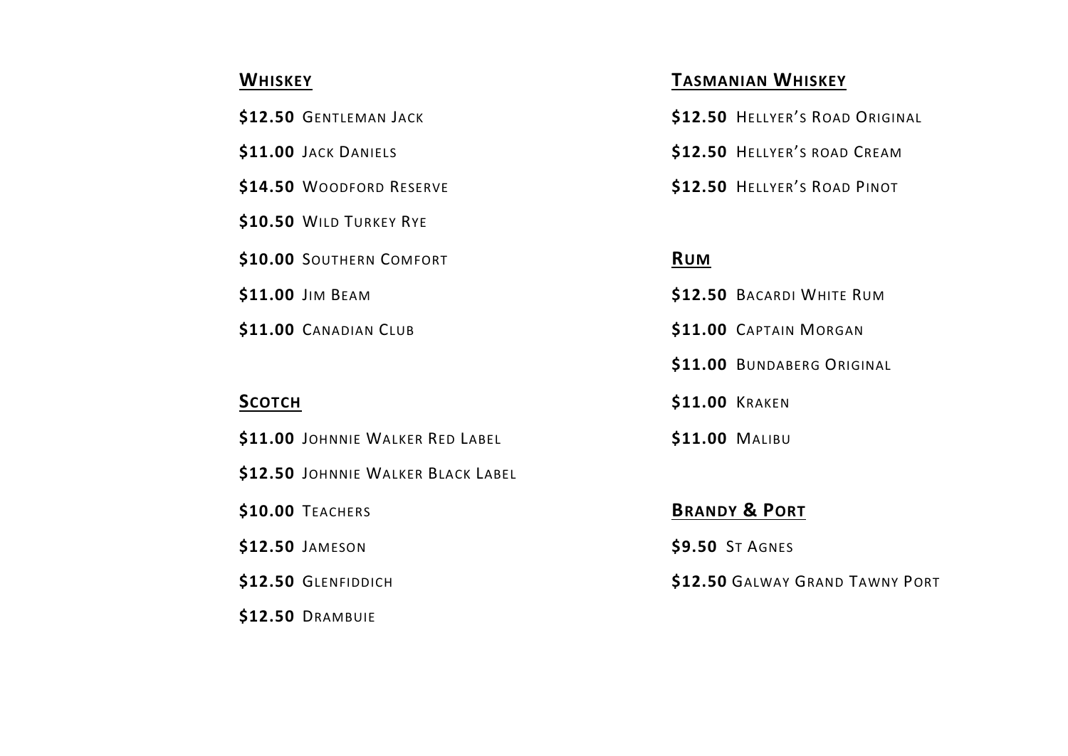## WHISKEY

**\$12.50** GENTLEMAN JACK

**\$11.00** JACK DANIELS

**\$14.50** WOODFORD RESERVE

**\$10.50** WILD TURKEY RYE

**\$10.00** SOUTHERN COMFORT

**\$11.00** JIM BEAM

**\$11.00** CANADIAN CLUB

## SCOTCH

**\$11.00** JOHNNIE WALKER RED LABEL

**\$12.50** JOHNNIE WALKER BLACK LABEL

**\$10.00** TEACHERS

**\$12.50** JAMESON

**\$12.50** GLENFIDDICH

**\$12.50** DRAMBUIE

## TASMANIAN WHISKEY

**\$12.50** HELLYER'S ROAD ORIGINAL

**\$12.50** HELLYER'S ROAD CREAM

**\$12.50** HELLYER'S ROAD PINOT

## RUM

**\$12.50** BACARDI WHITE RUM

**\$11.00** CAPTAIN MORGAN

**\$11.00** BUNDABERG ORIGINAL

**\$11.00** KRAKEN

**\$11.00** MALIBU

## BRANDY & PORT

**\$9.50** ST AGNES

**\$12.50** GALWAY GRAND TAWNY PORT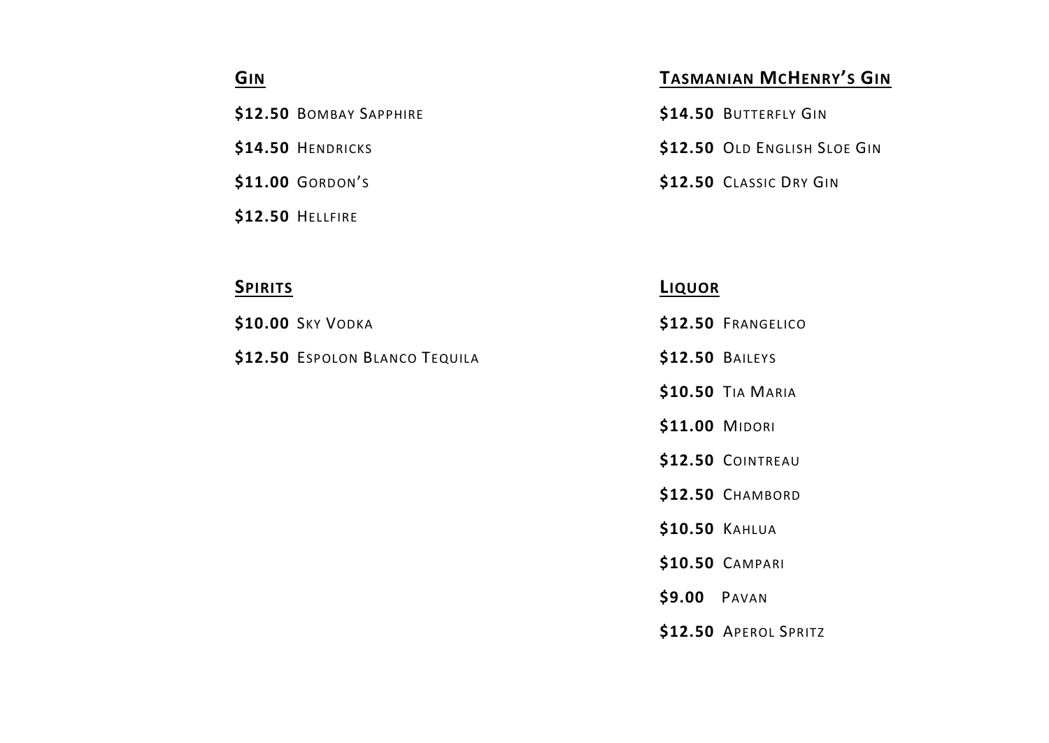## Gin

**$12.50** Bombay Sapphire

**$14.50** Hendricks

**$11.00** Gordon's

**$12.50** Hellfire

## Tasmanian McHenry's Gin

**$14.50** Butterfly Gin

**$12.50** Old English Sloe Gin

**$12.50** Classic Dry Gin

## Spirits

**$10.00** Sky Vodka

**$12.50** Espolon Blanco Tequila

## Liquor

**$12.50** Frangelico

**$12.50** Baileys

**$10.50** Tia Maria

**$11.00** Midori

**$12.50** Cointreau

**$12.50** Chambord

**$10.50** Kahlua

**$10.50** Campari

**$9.00** Pavan

**$12.50** Aperol Spritz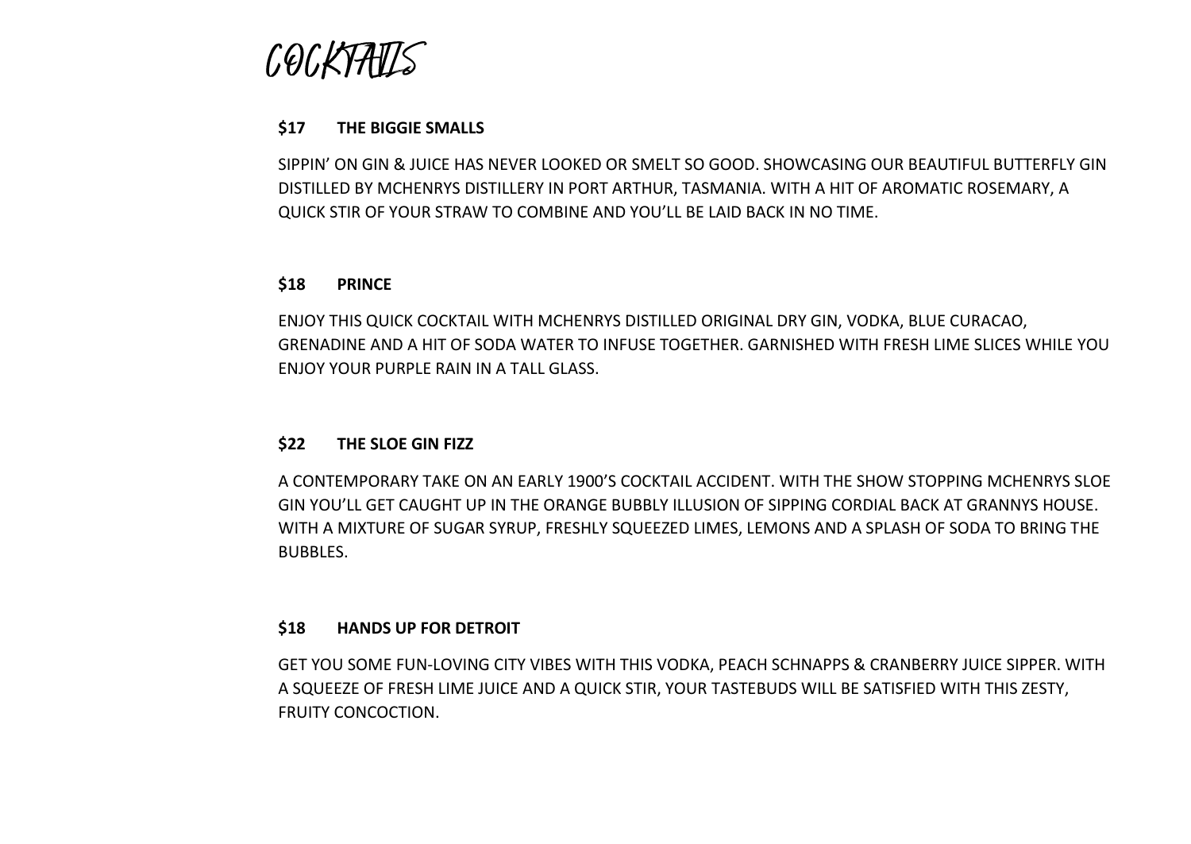# COCKTAILS

**$17 THE BIGGIE SMALLS**

SIPPIN' ON GIN & JUICE HAS NEVER LOOKED OR SMELT SO GOOD. SHOWCASING OUR BEAUTIFUL BUTTERFLY GIN DISTILLED BY MCHENRYS DISTILLERY IN PORT ARTHUR, TASMANIA. WITH A HIT OF AROMATIC ROSEMARY, A QUICK STIR OF YOUR STRAW TO COMBINE AND YOU'LL BE LAID BACK IN NO TIME.

**$18 PRINCE**

ENJOY THIS QUICK COCKTAIL WITH MCHENRYS DISTILLED ORIGINAL DRY GIN, VODKA, BLUE CURACAO, GRENADINE AND A HIT OF SODA WATER TO INFUSE TOGETHER. GARNISHED WITH FRESH LIME SLICES WHILE YOU ENJOY YOUR PURPLE RAIN IN A TALL GLASS.

**$22 THE SLOE GIN FIZZ**

A CONTEMPORARY TAKE ON AN EARLY 1900'S COCKTAIL ACCIDENT. WITH THE SHOW STOPPING MCHENRYS SLOE GIN YOU'LL GET CAUGHT UP IN THE ORANGE BUBBLY ILLUSION OF SIPPING CORDIAL BACK AT GRANNYS HOUSE. WITH A MIXTURE OF SUGAR SYRUP, FRESHLY SQUEEZED LIMES, LEMONS AND A SPLASH OF SODA TO BRING THE BUBBLES.

**$18 HANDS UP FOR DETROIT**

GET YOU SOME FUN-LOVING CITY VIBES WITH THIS VODKA, PEACH SCHNAPPS & CRANBERRY JUICE SIPPER. WITH A SQUEEZE OF FRESH LIME JUICE AND A QUICK STIR, YOUR TASTEBUDS WILL BE SATISFIED WITH THIS ZESTY, FRUITY CONCOCTION.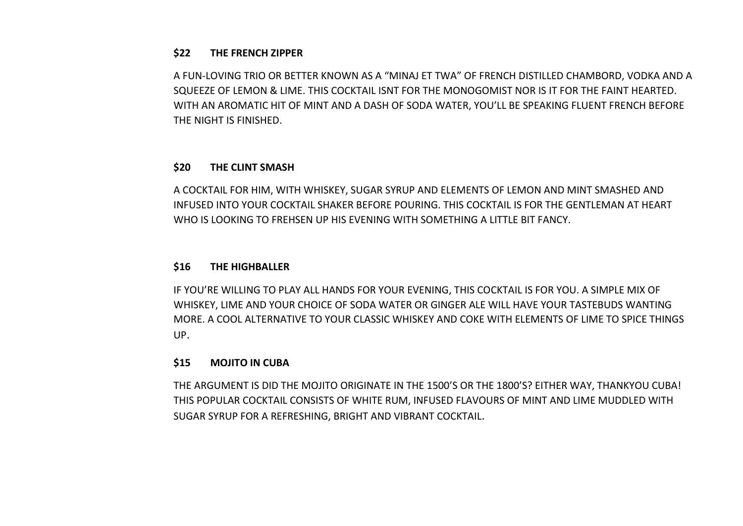**$22 THE FRENCH ZIPPER**

A FUN-LOVING TRIO OR BETTER KNOWN AS A "MINAJ ET TWA" OF FRENCH DISTILLED CHAMBORD, VODKA AND A SQUEEZE OF LEMON & LIME. THIS COCKTAIL ISNT FOR THE MONOGOMIST NOR IS IT FOR THE FAINT HEARTED. WITH AN AROMATIC HIT OF MINT AND A DASH OF SODA WATER, YOU'LL BE SPEAKING FLUENT FRENCH BEFORE THE NIGHT IS FINISHED.

**$20 THE CLINT SMASH**

A COCKTAIL FOR HIM, WITH WHISKEY, SUGAR SYRUP AND ELEMENTS OF LEMON AND MINT SMASHED AND INFUSED INTO YOUR COCKTAIL SHAKER BEFORE POURING. THIS COCKTAIL IS FOR THE GENTLEMAN AT HEART WHO IS LOOKING TO FREHSEN UP HIS EVENING WITH SOMETHING A LITTLE BIT FANCY.

**$16 THE HIGHBALLER**

IF YOU'RE WILLING TO PLAY ALL HANDS FOR YOUR EVENING, THIS COCKTAIL IS FOR YOU. A SIMPLE MIX OF WHISKEY, LIME AND YOUR CHOICE OF SODA WATER OR GINGER ALE WILL HAVE YOUR TASTEBUDS WANTING MORE. A COOL ALTERNATIVE TO YOUR CLASSIC WHISKEY AND COKE WITH ELEMENTS OF LIME TO SPICE THINGS UP.

**$15 MOJITO IN CUBA**

THE ARGUMENT IS DID THE MOJITO ORIGINATE IN THE 1500'S OR THE 1800'S? EITHER WAY, THANKYOU CUBA! THIS POPULAR COCKTAIL CONSISTS OF WHITE RUM, INFUSED FLAVOURS OF MINT AND LIME MUDDLED WITH SUGAR SYRUP FOR A REFRESHING, BRIGHT AND VIBRANT COCKTAIL.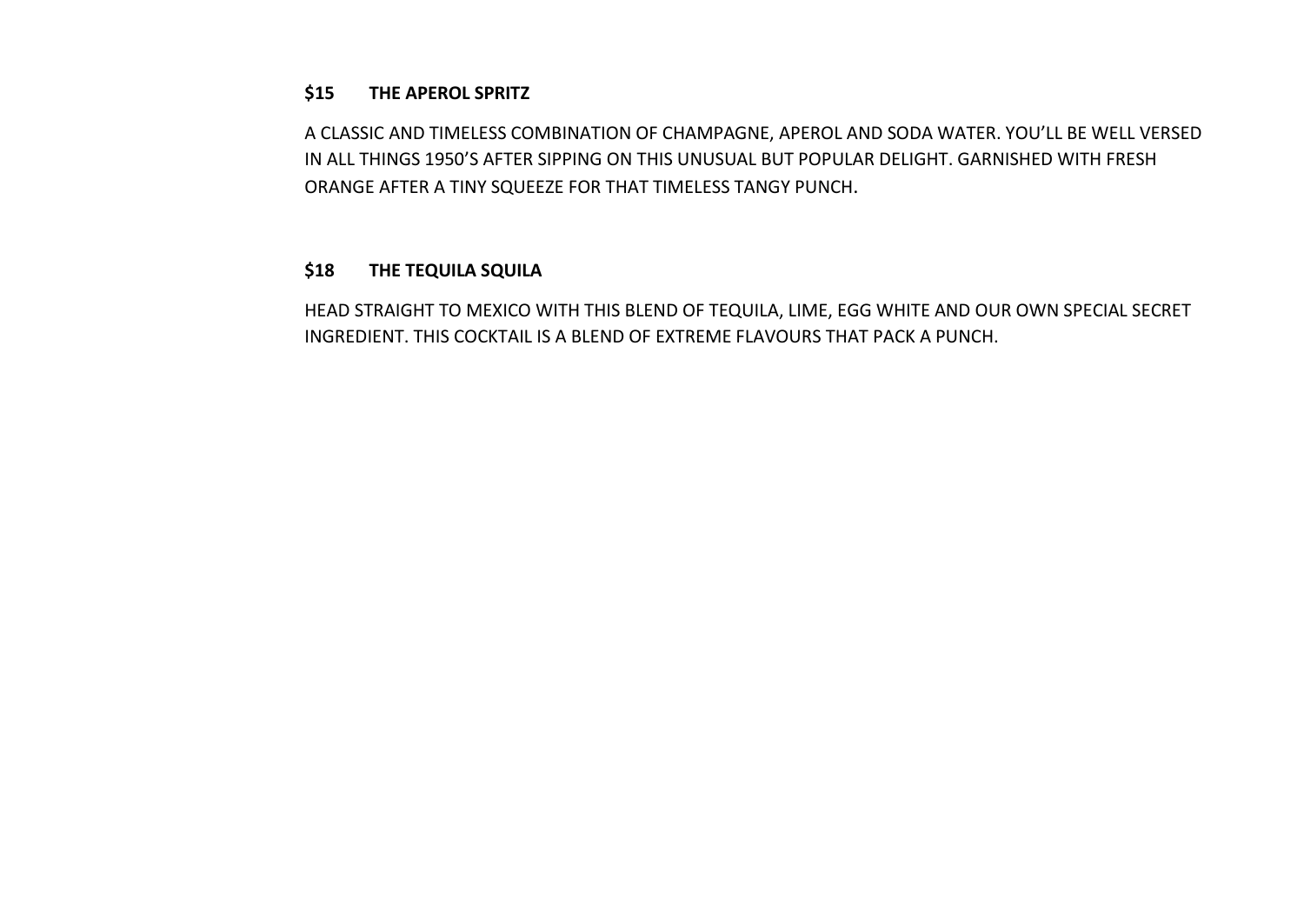**$15 THE APEROL SPRITZ**

A CLASSIC AND TIMELESS COMBINATION OF CHAMPAGNE, APEROL AND SODA WATER. YOU'LL BE WELL VERSED IN ALL THINGS 1950'S AFTER SIPPING ON THIS UNUSUAL BUT POPULAR DELIGHT. GARNISHED WITH FRESH ORANGE AFTER A TINY SQUEEZE FOR THAT TIMELESS TANGY PUNCH.

**$18 THE TEQUILA SQUILA**

HEAD STRAIGHT TO MEXICO WITH THIS BLEND OF TEQUILA, LIME, EGG WHITE AND OUR OWN SPECIAL SECRET INGREDIENT. THIS COCKTAIL IS A BLEND OF EXTREME FLAVOURS THAT PACK A PUNCH.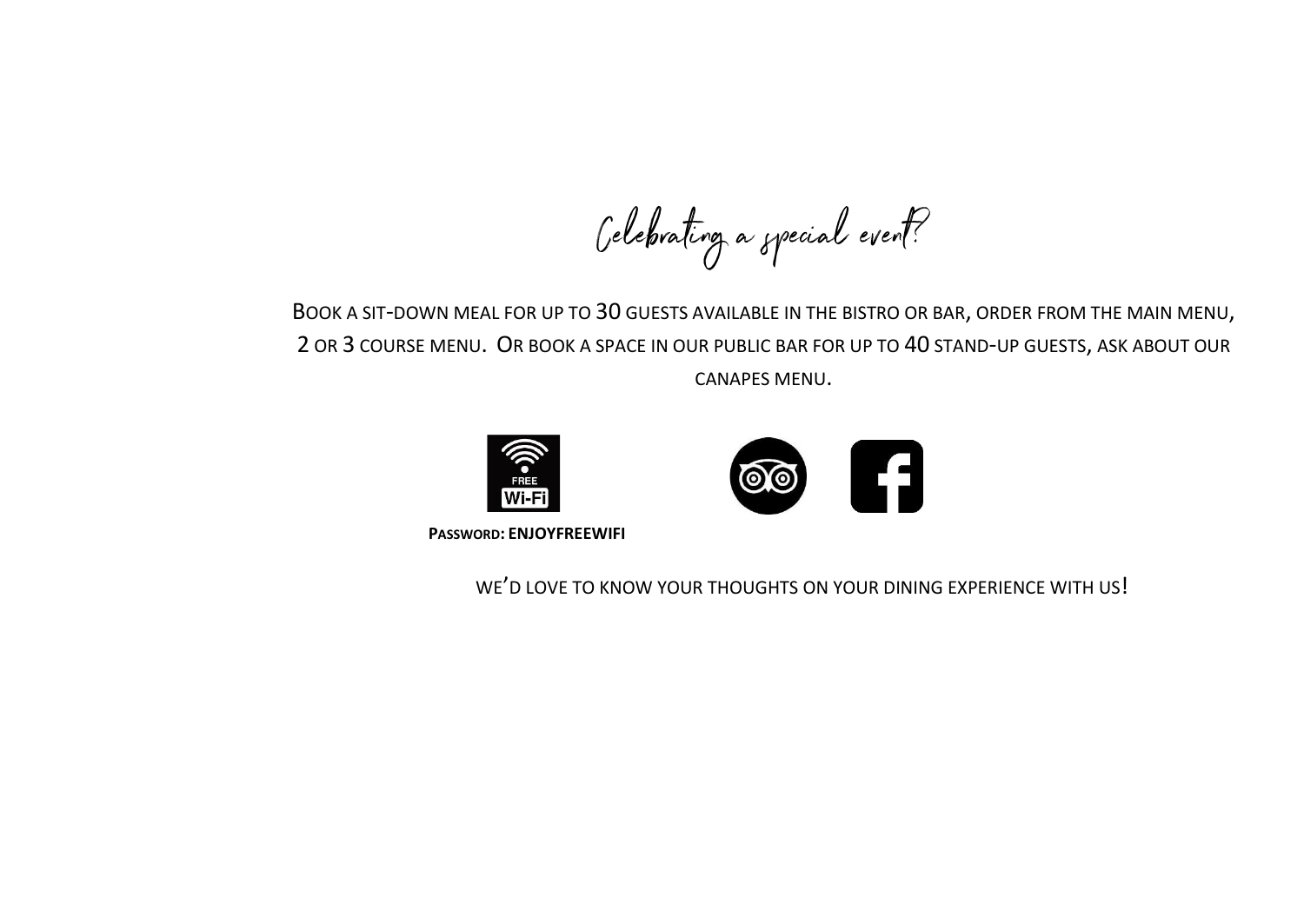## Celebrating a special event?

Book a sit-down meal for up to 30 guests available in the bistro or bar, order from the main menu, 2 or 3 course menu. Or book a space in our public bar for up to 40 stand-up guests, ask about our canapes menu.

FREE Wi-Fi

**Password: ENJOYFREEWIFI**

We'd love to know your thoughts on your dining experience with us!